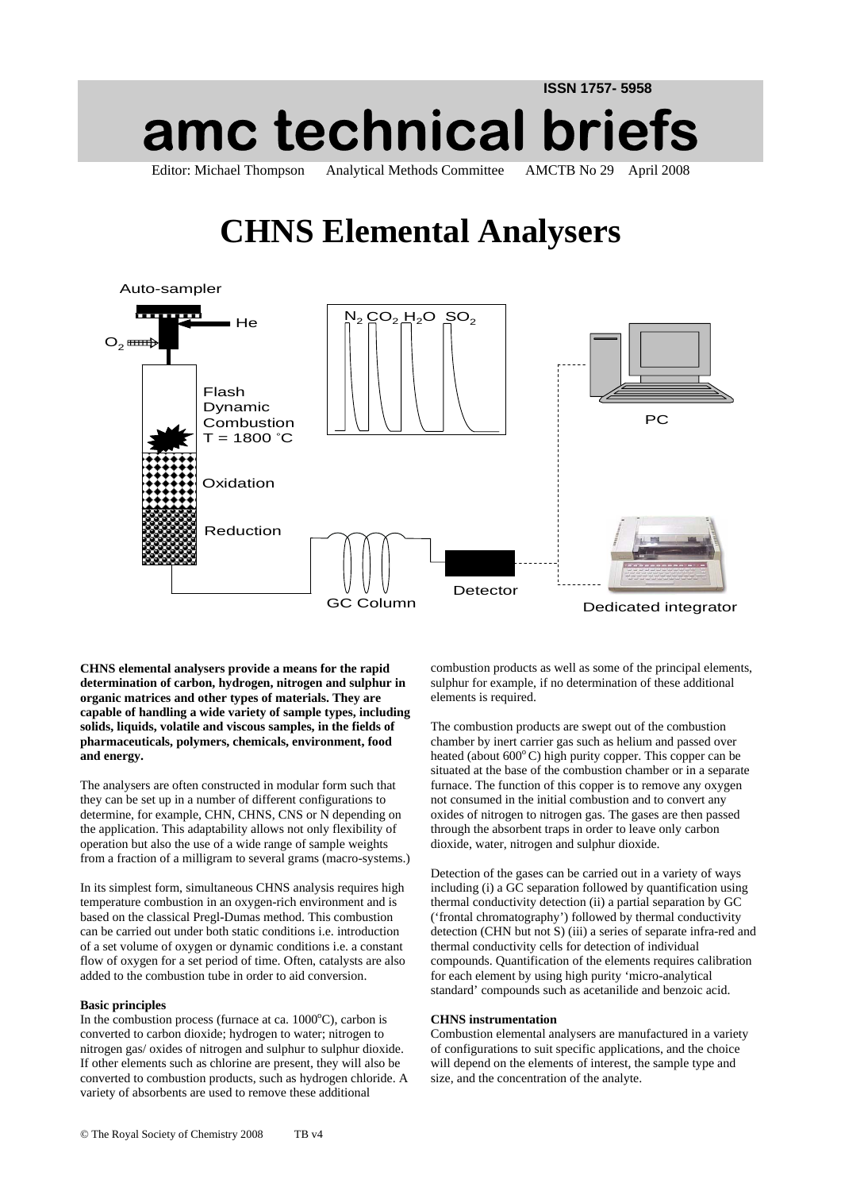ISSN 1757- 5958

# amc technical briefs

Editor: Michael Thompson Analytical Methods Committee AMCTB No 29 April 2008

# CHNS Elemental Analysers

**CHNS elemental analysers provide a means for the rapid determination of carbon, hydrogen, nitrogen and sulphur in organic matrices and other types of materials. They are capable of handling a wide variety of sample types, including solids, liquids, volatile and viscous samples, in the fields of pharmaceuticals, polymers, chemicals, environment, food and energy.**

The analysers are often constructed in modular form such that they can be set up in a number of different configurations to determine, for example, CHN, CHNS, CNS or N depending on the application. This adaptability allows not only flexibility of operation but also the use of a wide range of sample weights from a fraction of a milligram to several grams (macro-systems.)

In its simplest form, simultaneous CHNS analysis requires high temperature combustion in an oxygen-rich environment and is based on the classical Pregl-Dumas method. This combustion can be carried out under both static conditions i.e. introduction of a set volume of oxygen or dynamic conditions i.e. a constant flow of oxygen for a set period of time. Often, catalysts are also added to the combustion tube in order to aid conversion.

**Basic principles**

In the combustion process (furnace at ca. 1000°C), carbon is converted to carbon dioxide; hydrogen to water; nitrogen to nitrogen gas/ oxides of nitrogen and sulphur to sulphur dioxide. If other elements such as chlorine are present, they will also be converted to combustion products, such as hydrogen chloride. A variety of absorbents are used to remove these additional combustion products as well as some of the principal elements, sulphur for example, if no determination of these additional elements is required.

The combustion products are swept out of the combustion chamber by inert carrier gas such as helium and passed over heated (about 600°C) high purity copper. This copper can be situated at the base of the combustion chamber or in a separate furnace. The function of this copper is to remove any oxygen not consumed in the initial combustion and to convert any oxides of nitrogen to nitrogen gas. The gases are then passed through the absorbent traps in order to leave only carbon dioxide, water, nitrogen and sulphur dioxide.

Detection of the gases can be carried out in a variety of ways including (i) a GC separation followed by quantification using thermal conductivity detection (ii) a partial separation by GC ('frontal chromatography') followed by thermal conductivity detection (CHN but not S) (iii) a series of separate infra-red and thermal conductivity cells for detection of individual compounds. Quantification of the elements requires calibration for each element by using high purity 'micro-analytical standard' compounds such as acetanilide and benzoic acid.

**CHNS instrumentation**

Combustion elemental analysers are manufactured in a variety of configurations to suit specific applications, and the choice will depend on the elements of interest, the sample type and size, and the concentration of the analyte.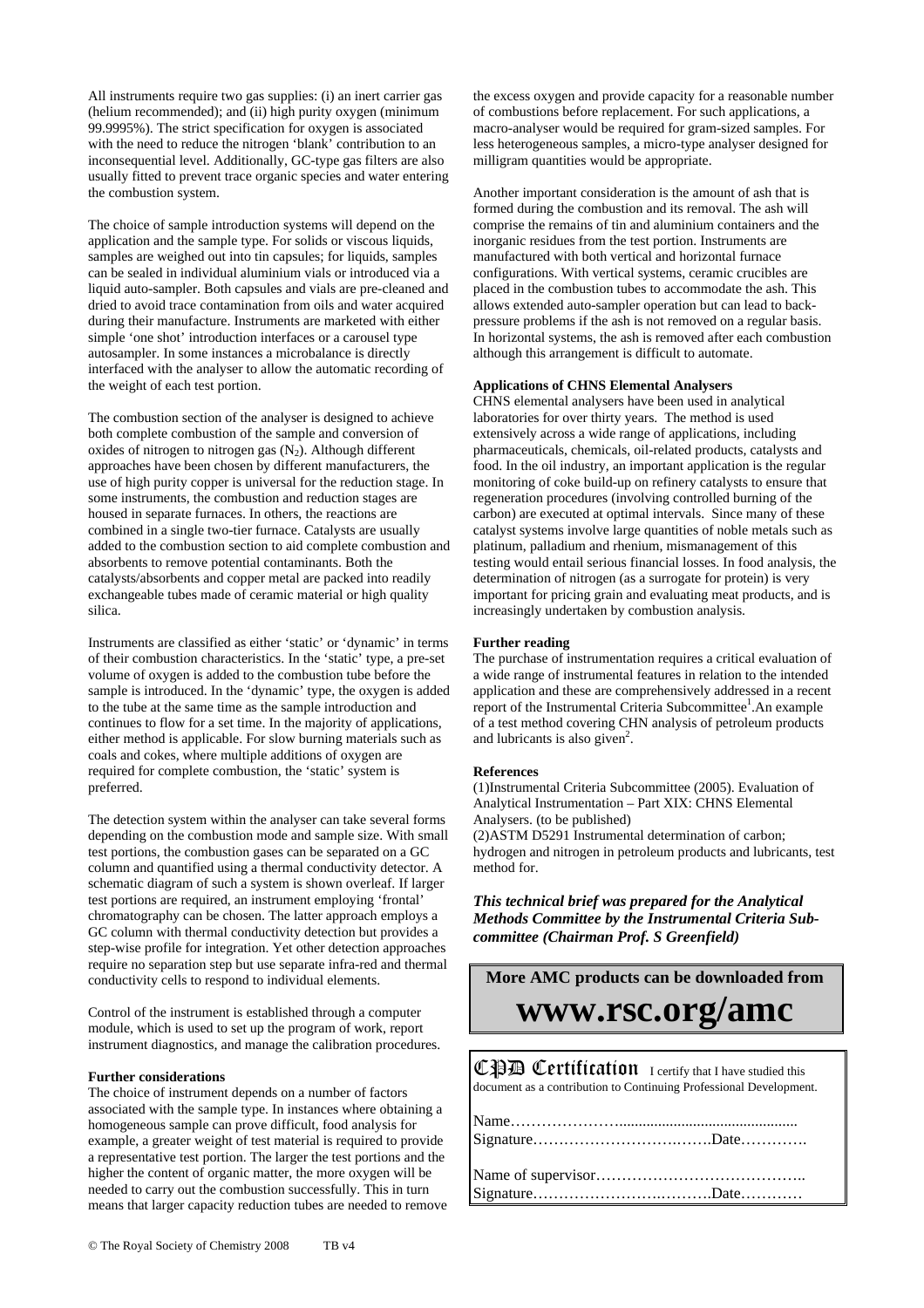All instruments require two gas supplies: (i) an inert carrier gas (helium recommended); and (ii) high purity oxygen (minimum 99.9995%). The strict specification for oxygen is associated with the need to reduce the nitrogen 'blank' contribution to an inconsequential level. Additionally, GC-type gas filters are also usually fitted to prevent trace organic species and water entering the combustion system.

The choice of sample introduction systems will depend on the application and the sample type. For solids or viscous liquids, samples are weighed out into tin capsules; for liquids, samples can be sealed in individual aluminium vials or introduced via a liquid auto-sampler. Both capsules and vials are pre-cleaned and dried to avoid trace contamination from oils and water acquired during their manufacture. Instruments are marketed with either simple 'one shot' introduction interfaces or a carousel type autosampler. In some instances a microbalance is directly interfaced with the analyser to allow the automatic recording of the weight of each test portion.

The combustion section of the analyser is designed to achieve both complete combustion of the sample and conversion of oxides of nitrogen to nitrogen gas ($N_2$). Although different approaches have been chosen by different manufacturers, the use of high purity copper is universal for the reduction stage. In some instruments, the combustion and reduction stages are housed in separate furnaces. In others, the reactions are combined in a single two-tier furnace. Catalysts are usually added to the combustion section to aid complete combustion and absorbents to remove potential contaminants. Both the catalysts/absorbents and copper metal are packed into readily exchangeable tubes made of ceramic material or high quality silica.

Instruments are classified as either 'static' or 'dynamic' in terms of their combustion characteristics. In the 'static' type, a pre-set volume of oxygen is added to the combustion tube before the sample is introduced. In the 'dynamic' type, the oxygen is added to the tube at the same time as the sample introduction and continues to flow for a set time. In the majority of applications, either method is applicable. For slow burning materials such as coals and cokes, where multiple additions of oxygen are required for complete combustion, the 'static' system is preferred.

The detection system within the analyser can take several forms depending on the combustion mode and sample size. With small test portions, the combustion gases can be separated on a GC column and quantified using a thermal conductivity detector. A schematic diagram of such a system is shown overleaf. If larger test portions are required, an instrument employing 'frontal' chromatography can be chosen. The latter approach employs a GC column with thermal conductivity detection but provides a step-wise profile for integration. Yet other detection approaches require no separation step but use separate infra-red and thermal conductivity cells to respond to individual elements.

Control of the instrument is established through a computer module, which is used to set up the program of work, report instrument diagnostics, and manage the calibration procedures.

**Further considerations**

The choice of instrument depends on a number of factors associated with the sample type. In instances where obtaining a homogeneous sample can prove difficult, food analysis for example, a greater weight of test material is required to provide a representative test portion. The larger the test portions and the higher the content of organic matter, the more oxygen will be needed to carry out the combustion successfully. This in turn means that larger capacity reduction tubes are needed to remove the excess oxygen and provide capacity for a reasonable number of combustions before replacement. For such applications, a macro-analyser would be required for gram-sized samples. For less heterogeneous samples, a micro-type analyser designed for milligram quantities would be appropriate.

Another important consideration is the amount of ash that is formed during the combustion and its removal. The ash will comprise the remains of tin and aluminium containers and the inorganic residues from the test portion. Instruments are manufactured with both vertical and horizontal furnace configurations. With vertical systems, ceramic crucibles are placed in the combustion tubes to accommodate the ash. This allows extended auto-sampler operation but can lead to back-pressure problems if the ash is not removed on a regular basis. In horizontal systems, the ash is removed after each combustion although this arrangement is difficult to automate.

**Applications of CHNS Elemental Analysers**

CHNS elemental analysers have been used in analytical laboratories for over thirty years. The method is used extensively across a wide range of applications, including pharmaceuticals, chemicals, oil-related products, catalysts and food. In the oil industry, an important application is the regular monitoring of coke build-up on refinery catalysts to ensure that regeneration procedures (involving controlled burning of the carbon) are executed at optimal intervals. Since many of these catalyst systems involve large quantities of noble metals such as platinum, palladium and rhenium, mismanagement of this testing would entail serious financial losses. In food analysis, the determination of nitrogen (as a surrogate for protein) is very important for pricing grain and evaluating meat products, and is increasingly undertaken by combustion analysis.

**Further reading**

The purchase of instrumentation requires a critical evaluation of a wide range of instrumental features in relation to the intended application and these are comprehensively addressed in a recent report of the Instrumental Criteria Subcommittee[1].An example of a test method covering CHN analysis of petroleum products and lubricants is also given[2].

**References**

(1)Instrumental Criteria Subcommittee (2005). Evaluation of Analytical Instrumentation – Part XIX: CHNS Elemental Analysers. (to be published)

(2)ASTM D5291 Instrumental determination of carbon; hydrogen and nitrogen in petroleum products and lubricants, test method for.

***This technical brief was prepared for the Analytical Methods Committee by the Instrumental Criteria Sub-committee (Chairman Prof. S Greenfield)***

**More AMC products can be downloaded from**

# www.rsc.org/amc

**CPD Certification** I certify that I have studied this document as a contribution to Continuing Professional Development.

Name…………………..........................................

Signature…………………………….…….Date………….

Name of supervisor…………………………………..

Signature……………………….……….Date…………

© The Royal Society of Chemistry 2008 TB v4